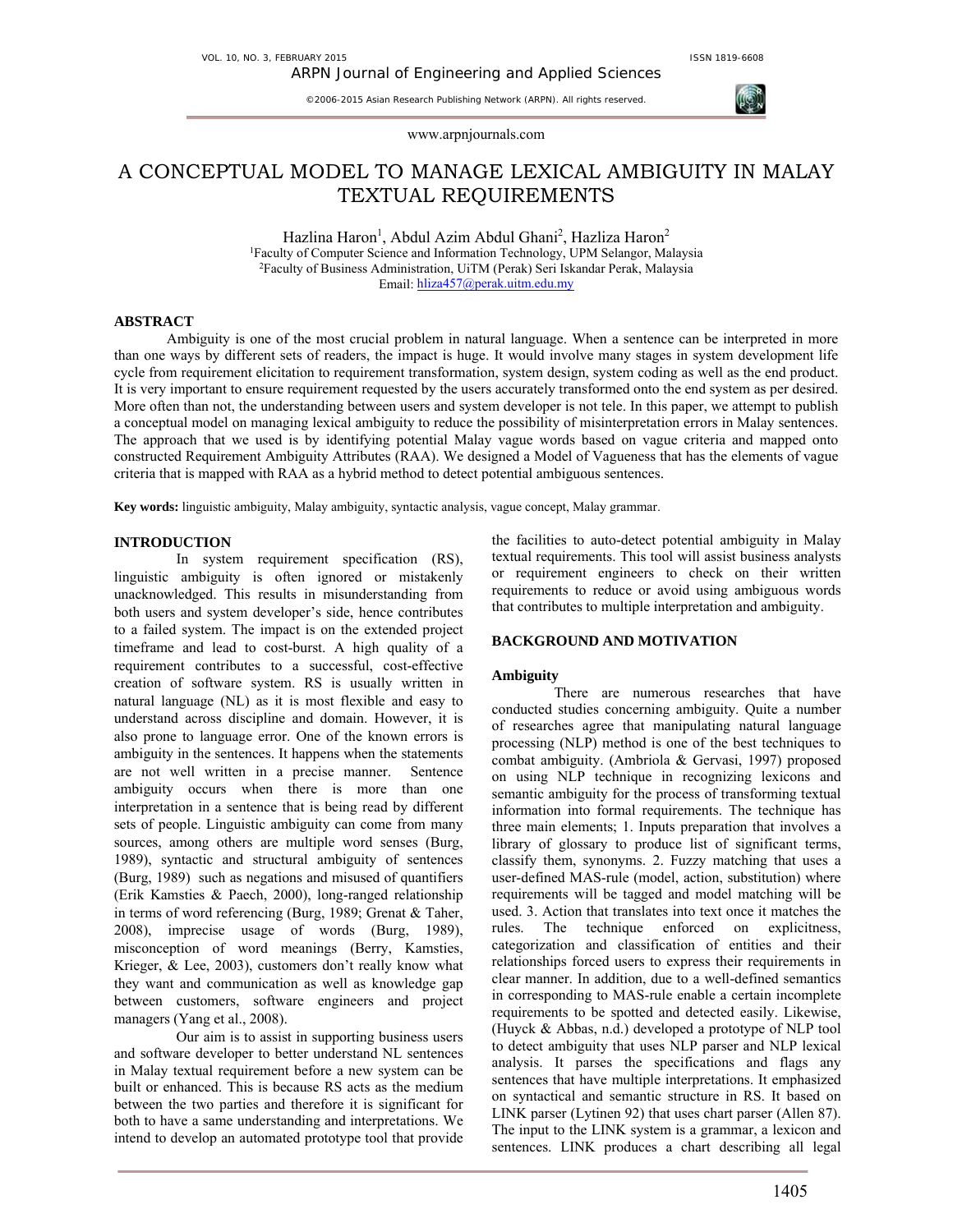# A CONCEPTUAL MODEL TO MANAGE LEXICAL AMBIGUITY IN MALAY TEXTUAL REQUIREMENTS

Hazlina Haron[1], Abdul Azim Abdul Ghani[2], Hazliza Haron[2]

[1]Faculty of Computer Science and Information Technology, UPM Selangor, Malaysia
[2]Faculty of Business Administration, UiTM (Perak) Seri Iskandar Perak, Malaysia
Email: hliza457@perak.uitm.edu.my

## ABSTRACT

Ambiguity is one of the most crucial problem in natural language. When a sentence can be interpreted in more than one ways by different sets of readers, the impact is huge. It would involve many stages in system development life cycle from requirement elicitation to requirement transformation, system design, system coding as well as the end product. It is very important to ensure requirement requested by the users accurately transformed onto the end system as per desired. More often than not, the understanding between users and system developer is not tele. In this paper, we attempt to publish a conceptual model on managing lexical ambiguity to reduce the possibility of misinterpretation errors in Malay sentences. The approach that we used is by identifying potential Malay vague words based on vague criteria and mapped onto constructed Requirement Ambiguity Attributes (RAA). We designed a Model of Vagueness that has the elements of vague criteria that is mapped with RAA as a hybrid method to detect potential ambiguous sentences.

**Key words:** linguistic ambiguity, Malay ambiguity, syntactic analysis, vague concept, Malay grammar.

## INTRODUCTION

In system requirement specification (RS), linguistic ambiguity is often ignored or mistakenly unacknowledged. This results in misunderstanding from both users and system developer's side, hence contributes to a failed system. The impact is on the extended project timeframe and lead to cost-burst. A high quality of a requirement contributes to a successful, cost-effective creation of software system. RS is usually written in natural language (NL) as it is most flexible and easy to understand across discipline and domain. However, it is also prone to language error. One of the known errors is ambiguity in the sentences. It happens when the statements are not well written in a precise manner. Sentence ambiguity occurs when there is more than one interpretation in a sentence that is being read by different sets of people. Linguistic ambiguity can come from many sources, among others are multiple word senses (Burg, 1989), syntactic and structural ambiguity of sentences (Burg, 1989) such as negations and misused of quantifiers (Erik Kamsties & Paech, 2000), long-ranged relationship in terms of word referencing (Burg, 1989; Grenat & Taher, 2008), imprecise usage of words (Burg, 1989), misconception of word meanings (Berry, Kamsties, Krieger, & Lee, 2003), customers don't really know what they want and communication as well as knowledge gap between customers, software engineers and project managers (Yang et al., 2008).

Our aim is to assist in supporting business users and software developer to better understand NL sentences in Malay textual requirement before a new system can be built or enhanced. This is because RS acts as the medium between the two parties and therefore it is significant for both to have a same understanding and interpretations. We intend to develop an automated prototype tool that provide the facilities to auto-detect potential ambiguity in Malay textual requirements. This tool will assist business analysts or requirement engineers to check on their written requirements to reduce or avoid using ambiguous words that contributes to multiple interpretation and ambiguity.

## BACKGROUND AND MOTIVATION

### Ambiguity

There are numerous researches that have conducted studies concerning ambiguity. Quite a number of researches agree that manipulating natural language processing (NLP) method is one of the best techniques to combat ambiguity. (Ambriola & Gervasi, 1997) proposed on using NLP technique in recognizing lexicons and semantic ambiguity for the process of transforming textual information into formal requirements. The technique has three main elements; 1. Inputs preparation that involves a library of glossary to produce list of significant terms, classify them, synonyms. 2. Fuzzy matching that uses a user-defined MAS-rule (model, action, substitution) where requirements will be tagged and model matching will be used. 3. Action that translates into text once it matches the rules. The technique enforced on explicitness, categorization and classification of entities and their relationships forced users to express their requirements in clear manner. In addition, due to a well-defined semantics in corresponding to MAS-rule enable a certain incomplete requirements to be spotted and detected easily. Likewise, (Huyck & Abbas, n.d.) developed a prototype of NLP tool to detect ambiguity that uses NLP parser and NLP lexical analysis. It parses the specifications and flags any sentences that have multiple interpretations. It emphasized on syntactical and semantic structure in RS. It based on LINK parser (Lytinen 92) that uses chart parser (Allen 87). The input to the LINK system is a grammar, a lexicon and sentences. LINK produces a chart describing all legal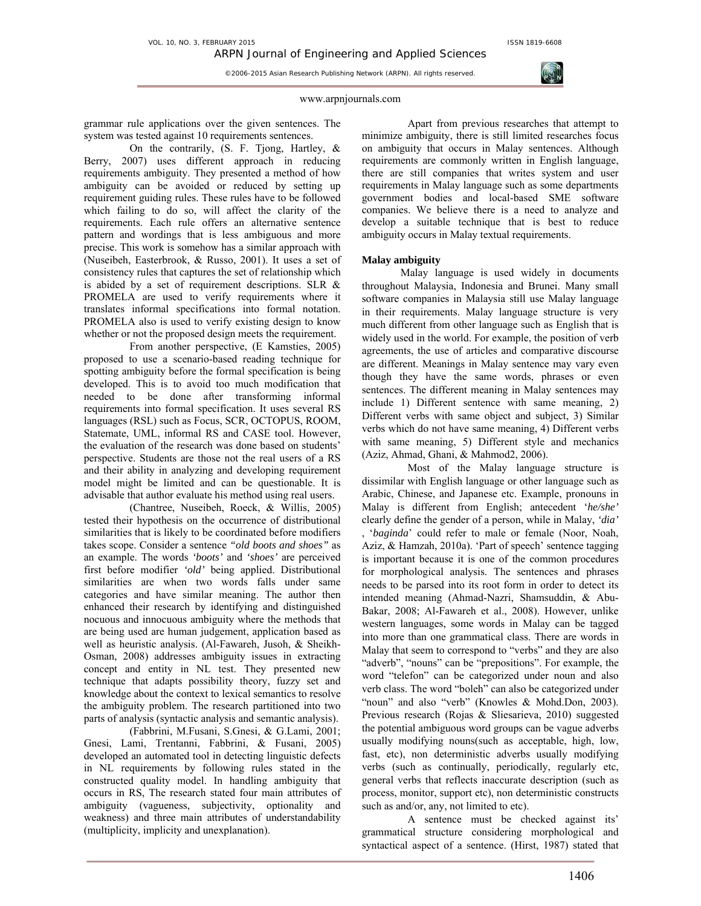grammar rule applications over the given sentences. The system was tested against 10 requirements sentences.

On the contrarily, (S. F. Tjong, Hartley, & Berry, 2007) uses different approach in reducing requirements ambiguity. They presented a method of how ambiguity can be avoided or reduced by setting up requirement guiding rules. These rules have to be followed which failing to do so, will affect the clarity of the requirements. Each rule offers an alternative sentence pattern and wordings that is less ambiguous and more precise. This work is somehow has a similar approach with (Nuseibeh, Easterbrook, & Russo, 2001). It uses a set of consistency rules that captures the set of relationship which is abided by a set of requirement descriptions. SLR & PROMELA are used to verify requirements where it translates informal specifications into formal notation. PROMELA also is used to verify existing design to know whether or not the proposed design meets the requirement.

From another perspective, (E Kamsties, 2005) proposed to use a scenario-based reading technique for spotting ambiguity before the formal specification is being developed. This is to avoid too much modification that needed to be done after transforming informal requirements into formal specification. It uses several RS languages (RSL) such as Focus, SCR, OCTOPUS, ROOM, Statemate, UML, informal RS and CASE tool. However, the evaluation of the research was done based on students' perspective. Students are those not the real users of a RS and their ability in analyzing and developing requirement model might be limited and can be questionable. It is advisable that author evaluate his method using real users.

(Chantree, Nuseibeh, Roeck, & Willis, 2005) tested their hypothesis on the occurrence of distributional similarities that is likely to be coordinated before modifiers takes scope. Consider a sentence *"old boots and shoes"* as an example. The words *'boots'* and *'shoes'* are perceived first before modifier *'old'* being applied. Distributional similarities are when two words falls under same categories and have similar meaning. The author then enhanced their research by identifying and distinguished nocuous and innocuous ambiguity where the methods that are being used are human judgement, application based as well as heuristic analysis. (Al-Fawareh, Jusoh, & Sheikh-Osman, 2008) addresses ambiguity issues in extracting concept and entity in NL test. They presented new technique that adapts possibility theory, fuzzy set and knowledge about the context to lexical semantics to resolve the ambiguity problem. The research partitioned into two parts of analysis (syntactic analysis and semantic analysis).

(Fabbrini, M.Fusani, S.Gnesi, & G.Lami, 2001; Gnesi, Lami, Trentanni, Fabbrini, & Fusani, 2005) developed an automated tool in detecting linguistic defects in NL requirements by following rules stated in the constructed quality model. In handling ambiguity that occurs in RS, The research stated four main attributes of ambiguity (vagueness, subjectivity, optionality and weakness) and three main attributes of understandability (multiplicity, implicity and unexplanation).

Apart from previous researches that attempt to minimize ambiguity, there is still limited researches focus on ambiguity that occurs in Malay sentences. Although requirements are commonly written in English language, there are still companies that writes system and user requirements in Malay language such as some departments government bodies and local-based SME software companies. We believe there is a need to analyze and develop a suitable technique that is best to reduce ambiguity occurs in Malay textual requirements.

**Malay ambiguity**

Malay language is used widely in documents throughout Malaysia, Indonesia and Brunei. Many small software companies in Malaysia still use Malay language in their requirements. Malay language structure is very much different from other language such as English that is widely used in the world. For example, the position of verb agreements, the use of articles and comparative discourse are different. Meanings in Malay sentence may vary even though they have the same words, phrases or even sentences. The different meaning in Malay sentences may include 1) Different sentence with same meaning, 2) Different verbs with same object and subject, 3) Similar verbs which do not have same meaning, 4) Different verbs with same meaning, 5) Different style and mechanics (Aziz, Ahmad, Ghani, & Mahmod2, 2006).

Most of the Malay language structure is dissimilar with English language or other language such as Arabic, Chinese, and Japanese etc. Example, pronouns in Malay is different from English; antecedent '*he/she'* clearly define the gender of a person, while in Malay, *'dia'* , '*baginda*' could refer to male or female (Noor, Noah, Aziz, & Hamzah, 2010a). 'Part of speech' sentence tagging is important because it is one of the common procedures for morphological analysis. The sentences and phrases needs to be parsed into its root form in order to detect its intended meaning (Ahmad-Nazri, Shamsuddin, & Abu-Bakar, 2008; Al-Fawareh et al., 2008). However, unlike western languages, some words in Malay can be tagged into more than one grammatical class. There are words in Malay that seem to correspond to "verbs" and they are also "adverb", "nouns" can be "prepositions". For example, the word "telefon" can be categorized under noun and also verb class. The word "boleh" can also be categorized under "noun" and also "verb" (Knowles & Mohd.Don, 2003). Previous research (Rojas & Sliesarieva, 2010) suggested the potential ambiguous word groups can be vague adverbs usually modifying nouns(such as acceptable, high, low, fast, etc), non deterministic adverbs usually modifying verbs (such as continually, periodically, regularly etc, general verbs that reflects inaccurate description (such as process, monitor, support etc), non deterministic constructs such as and/or, any, not limited to etc).

A sentence must be checked against its' grammatical structure considering morphological and syntactical aspect of a sentence. (Hirst, 1987) stated that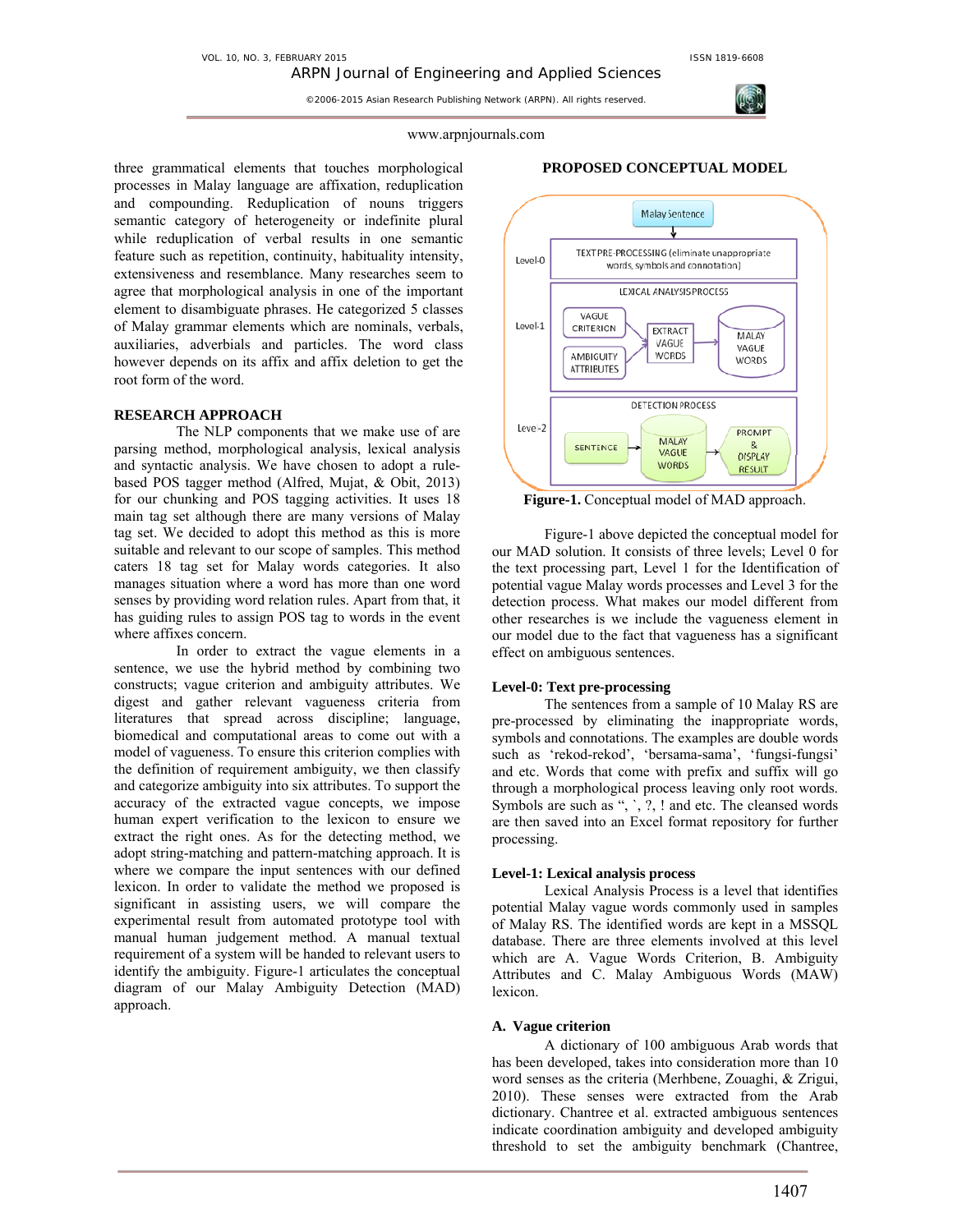three grammatical elements that touches morphological processes in Malay language are affixation, reduplication and compounding. Reduplication of nouns triggers semantic category of heterogeneity or indefinite plural while reduplication of verbal results in one semantic feature such as repetition, continuity, habituality intensity, extensiveness and resemblance. Many researches seem to agree that morphological analysis in one of the important element to disambiguate phrases. He categorized 5 classes of Malay grammar elements which are nominals, verbals, auxiliaries, adverbials and particles. The word class however depends on its affix and affix deletion to get the root form of the word.

## RESEARCH APPROACH

The NLP components that we make use of are parsing method, morphological analysis, lexical analysis and syntactic analysis. We have chosen to adopt a rule-based POS tagger method (Alfred, Mujat, & Obit, 2013) for our chunking and POS tagging activities. It uses 18 main tag set although there are many versions of Malay tag set. We decided to adopt this method as this is more suitable and relevant to our scope of samples. This method caters 18 tag set for Malay words categories. It also manages situation where a word has more than one word senses by providing word relation rules. Apart from that, it has guiding rules to assign POS tag to words in the event where affixes concern.

In order to extract the vague elements in a sentence, we use the hybrid method by combining two constructs; vague criterion and ambiguity attributes. We digest and gather relevant vagueness criteria from literatures that spread across discipline; language, biomedical and computational areas to come out with a model of vagueness. To ensure this criterion complies with the definition of requirement ambiguity, we then classify and categorize ambiguity into six attributes. To support the accuracy of the extracted vague concepts, we impose human expert verification to the lexicon to ensure we extract the right ones. As for the detecting method, we adopt string-matching and pattern-matching approach. It is where we compare the input sentences with our defined lexicon. In order to validate the method we proposed is significant in assisting users, we will compare the experimental result from automated prototype tool with manual human judgement method. A manual textual requirement of a system will be handed to relevant users to identify the ambiguity. Figure-1 articulates the conceptual diagram of our Malay Ambiguity Detection (MAD) approach.

## PROPOSED CONCEPTUAL MODEL

**Figure-1.** Conceptual model of MAD approach.

Figure-1 above depicted the conceptual model for our MAD solution. It consists of three levels; Level 0 for the text processing part, Level 1 for the Identification of potential vague Malay words processes and Level 3 for the detection process. What makes our model different from other researches is we include the vagueness element in our model due to the fact that vagueness has a significant effect on ambiguous sentences.

### Level-0: Text pre-processing

The sentences from a sample of 10 Malay RS are pre-processed by eliminating the inappropriate words, symbols and connotations. The examples are double words such as 'rekod-rekod', 'bersama-sama', 'fungsi-fungsi' and etc. Words that come with prefix and suffix will go through a morphological process leaving only root words. Symbols are such as ", `, ?, ! and etc. The cleansed words are then saved into an Excel format repository for further processing.

### Level-1: Lexical analysis process

Lexical Analysis Process is a level that identifies potential Malay vague words commonly used in samples of Malay RS. The identified words are kept in a MSSQL database. There are three elements involved at this level which are A. Vague Words Criterion, B. Ambiguity Attributes and C. Malay Ambiguous Words (MAW) lexicon.

### A. Vague criterion

A dictionary of 100 ambiguous Arab words that has been developed, takes into consideration more than 10 word senses as the criteria (Merhbene, Zouaghi, & Zrigui, 2010). These senses were extracted from the Arab dictionary. Chantree et al. extracted ambiguous sentences indicate coordination ambiguity and developed ambiguity threshold to set the ambiguity benchmark (Chantree,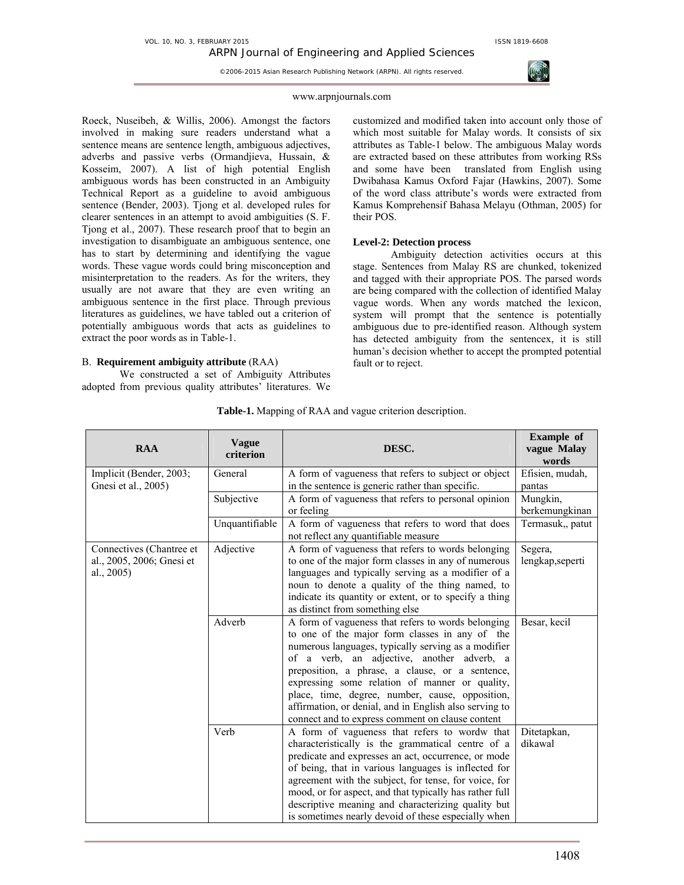Roeck, Nuseibeh, & Willis, 2006). Amongst the factors involved in making sure readers understand what a sentence means are sentence length, ambiguous adjectives, adverbs and passive verbs (Ormandjieva, Hussain, & Kosseim, 2007). A list of high potential English ambiguous words has been constructed in an Ambiguity Technical Report as a guideline to avoid ambiguous sentence (Bender, 2003). Tjong et al. developed rules for clearer sentences in an attempt to avoid ambiguities (S. F. Tjong et al., 2007). These research proof that to begin an investigation to disambiguate an ambiguous sentence, one has to start by determining and identifying the vague words. These vague words could bring misconception and misinterpretation to the readers. As for the writers, they usually are not aware that they are even writing an ambiguous sentence in the first place. Through previous literatures as guidelines, we have tabled out a criterion of potentially ambiguous words that acts as guidelines to extract the poor words as in Table-1.

B. **Requirement ambiguity attribute** (RAA)

We constructed a set of Ambiguity Attributes adopted from previous quality attributes' literatures. We customized and modified taken into account only those of which most suitable for Malay words. It consists of six attributes as Table-1 below. The ambiguous Malay words are extracted based on these attributes from working RSs and some have been translated from English using Dwibahasa Kamus Oxford Fajar (Hawkins, 2007). Some of the word class attribute's words were extracted from Kamus Komprehensif Bahasa Melayu (Othman, 2005) for their POS.

**Level-2: Detection process**

Ambiguity detection activities occurs at this stage. Sentences from Malay RS are chunked, tokenized and tagged with their appropriate POS. The parsed words are being compared with the collection of identified Malay vague words. When any words matched the lexicon, system will prompt that the sentence is potentially ambiguous due to pre-identified reason. Although system has detected ambiguity from the sentencex, it is still human's decision whether to accept the prompted potential fault or to reject.

**Table-1.** Mapping of RAA and vague criterion description.

| RAA | Vague criterion | DESC. | Example of vague Malay words |
|---|---|---|---|
| Implicit (Bender, 2003; Gnesi et al., 2005) | General | A form of vagueness that refers to subject or object in the sentence is generic rather than specific. | Efisien, mudah, pantas |
| | Subjective | A form of vagueness that refers to personal opinion or feeling | Mungkin, berkemungkinan |
| | Unquantifiable | A form of vagueness that refers to word that does not reflect any quantifiable measure | Termasuk,, patut |
| Connectives (Chantree et al., 2005, 2006; Gnesi et al., 2005) | Adjective | A form of vagueness that refers to words belonging to one of the major form classes in any of numerous languages and typically serving as a modifier of a noun to denote a quality of the thing named, to indicate its quantity or extent, or to specify a thing as distinct from something else | Segera, lengkap,seperti |
| | Adverb | A form of vagueness that refers to words belonging to one of the major form classes in any of the numerous languages, typically serving as a modifier of a verb, an adjective, another adverb, a preposition, a phrase, a clause, or a sentence, expressing some relation of manner or quality, place, time, degree, number, cause, opposition, affirmation, or denial, and in English also serving to connect and to express comment on clause content | Besar, kecil |
| | Verb | A form of vagueness that refers to wordw that characteristically is the grammatical centre of a predicate and expresses an act, occurrence, or mode of being, that in various languages is inflected for agreement with the subject, for tense, for voice, for mood, or for aspect, and that typically has rather full descriptive meaning and characterizing quality but is sometimes nearly devoid of these especially when | Ditetapkan, dikawal |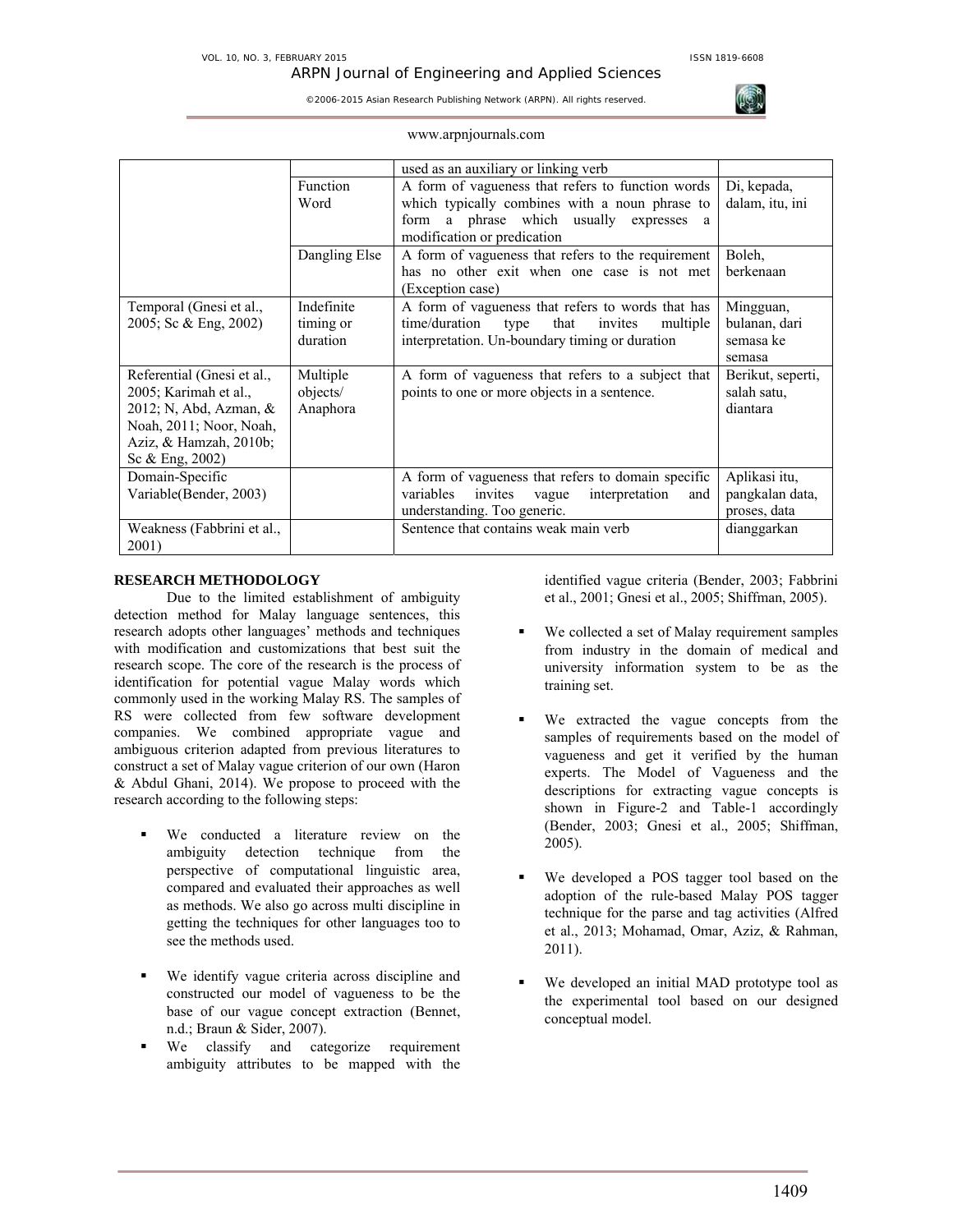| | | | |
|---|---|---|---|
| | | used as an auxiliary or linking verb | |
| | Function Word | A form of vagueness that refers to function words which typically combines with a noun phrase to form a phrase which usually expresses a modification or predication | Di, kepada, dalam, itu, ini |
| | Dangling Else | A form of vagueness that refers to the requirement has no other exit when one case is not met (Exception case) | Boleh, berkenaan |
| Temporal (Gnesi et al., 2005; Sc & Eng, 2002) | Indefinite timing or duration | A form of vagueness that refers to words that has time/duration type that invites multiple interpretation. Un-boundary timing or duration | Mingguan, bulanan, dari semasa ke semasa |
| Referential (Gnesi et al., 2005; Karimah et al., 2012; N, Abd, Azman, & Noah, 2011; Noor, Noah, Aziz, & Hamzah, 2010b; Sc & Eng, 2002) | Multiple objects/ Anaphora | A form of vagueness that refers to a subject that points to one or more objects in a sentence. | Berikut, seperti, salah satu, diantara |
| Domain-Specific Variable(Bender, 2003) | | A form of vagueness that refers to domain specific variables invites vague interpretation and understanding. Too generic. | Aplikasi itu, pangkalan data, proses, data |
| Weakness (Fabbrini et al., 2001) | | Sentence that contains weak main verb | dianggarkan |

## RESEARCH METHODOLOGY

Due to the limited establishment of ambiguity detection method for Malay language sentences, this research adopts other languages' methods and techniques with modification and customizations that best suit the research scope. The core of the research is the process of identification for potential vague Malay words which commonly used in the working Malay RS. The samples of RS were collected from few software development companies. We combined appropriate vague and ambiguous criterion adapted from previous literatures to construct a set of Malay vague criterion of our own (Haron & Abdul Ghani, 2014). We propose to proceed with the research according to the following steps:

- We conducted a literature review on the ambiguity detection technique from the perspective of computational linguistic area, compared and evaluated their approaches as well as methods. We also go across multi discipline in getting the techniques for other languages too to see the methods used.
- We identify vague criteria across discipline and constructed our model of vagueness to be the base of our vague concept extraction (Bennet, n.d.; Braun & Sider, 2007).
- We classify and categorize requirement ambiguity attributes to be mapped with the identified vague criteria (Bender, 2003; Fabbrini et al., 2001; Gnesi et al., 2005; Shiffman, 2005).
- We collected a set of Malay requirement samples from industry in the domain of medical and university information system to be as the training set.
- We extracted the vague concepts from the samples of requirements based on the model of vagueness and get it verified by the human experts. The Model of Vagueness and the descriptions for extracting vague concepts is shown in Figure-2 and Table-1 accordingly (Bender, 2003; Gnesi et al., 2005; Shiffman, 2005).
- We developed a POS tagger tool based on the adoption of the rule-based Malay POS tagger technique for the parse and tag activities (Alfred et al., 2013; Mohamad, Omar, Aziz, & Rahman, 2011).
- We developed an initial MAD prototype tool as the experimental tool based on our designed conceptual model.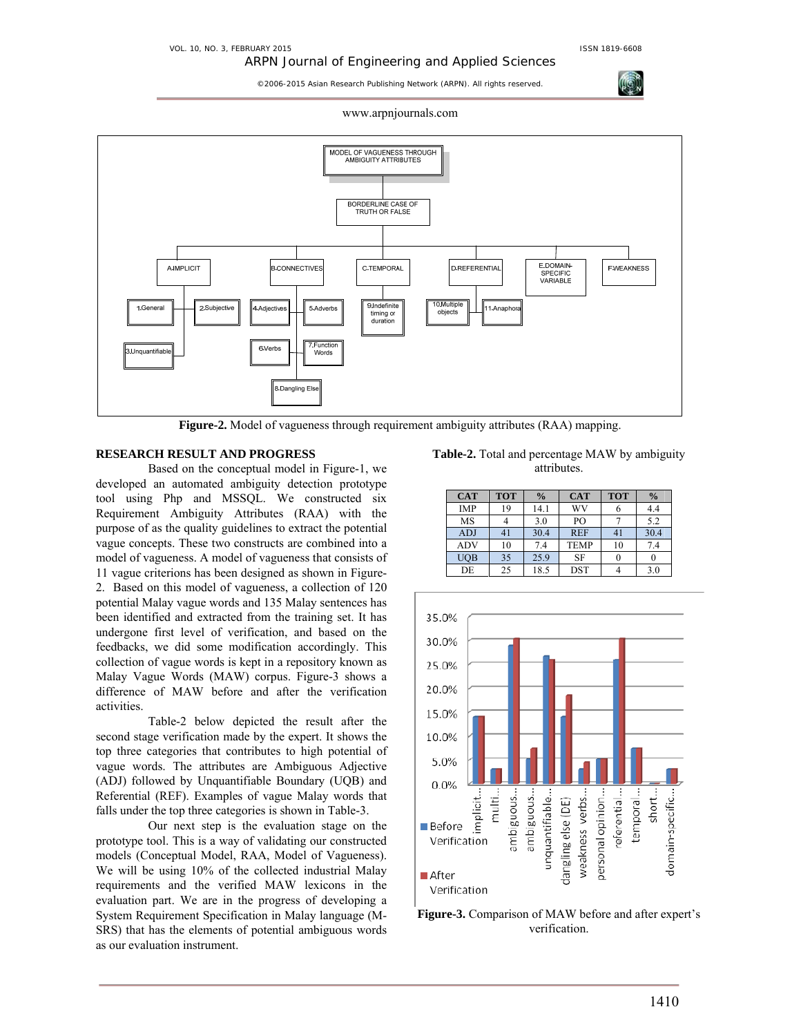Figure-2. Model of vagueness through requirement ambiguity attributes (RAA) mapping.

## RESEARCH RESULT AND PROGRESS

Based on the conceptual model in Figure-1, we developed an automated ambiguity detection prototype tool using Php and MSSQL. We constructed six Requirement Ambiguity Attributes (RAA) with the purpose of as the quality guidelines to extract the potential vague concepts. These two constructs are combined into a model of vagueness. A model of vagueness that consists of 11 vague criterions has been designed as shown in Figure-2. Based on this model of vagueness, a collection of 120 potential Malay vague words and 135 Malay sentences has been identified and extracted from the training set. It has undergone first level of verification, and based on the feedbacks, we did some modification accordingly. This collection of vague words is kept in a repository known as Malay Vague Words (MAW) corpus. Figure-3 shows a difference of MAW before and after the verification activities.

Table-2 below depicted the result after the second stage verification made by the expert. It shows the top three categories that contributes to high potential of vague words. The attributes are Ambiguous Adjective (ADJ) followed by Unquantifiable Boundary (UQB) and Referential (REF). Examples of vague Malay words that falls under the top three categories is shown in Table-3.

Our next step is the evaluation stage on the prototype tool. This is a way of validating our constructed models (Conceptual Model, RAA, Model of Vagueness). We will be using 10% of the collected industrial Malay requirements and the verified MAW lexicons in the evaluation part. We are in the progress of developing a System Requirement Specification in Malay language (M-SRS) that has the elements of potential ambiguous words as our evaluation instrument.

**Table-2.** Total and percentage MAW by ambiguity attributes.

| CAT | TOT | % | CAT | TOT | % |
|---|---|---|---|---|---|
| IMP | 19 | 14.1 | WV | 6 | 4.4 |
| MS | 4 | 3.0 | PO | 7 | 5.2 |
| ADJ | 41 | 30.4 | REF | 41 | 30.4 |
| ADV | 10 | 7.4 | TEMP | 10 | 7.4 |
| UQB | 35 | 25.9 | SF | 0 | 0 |
| DE | 25 | 18.5 | DST | 4 | 3.0 |

**Figure-3.** Comparison of MAW before and after expert's verification.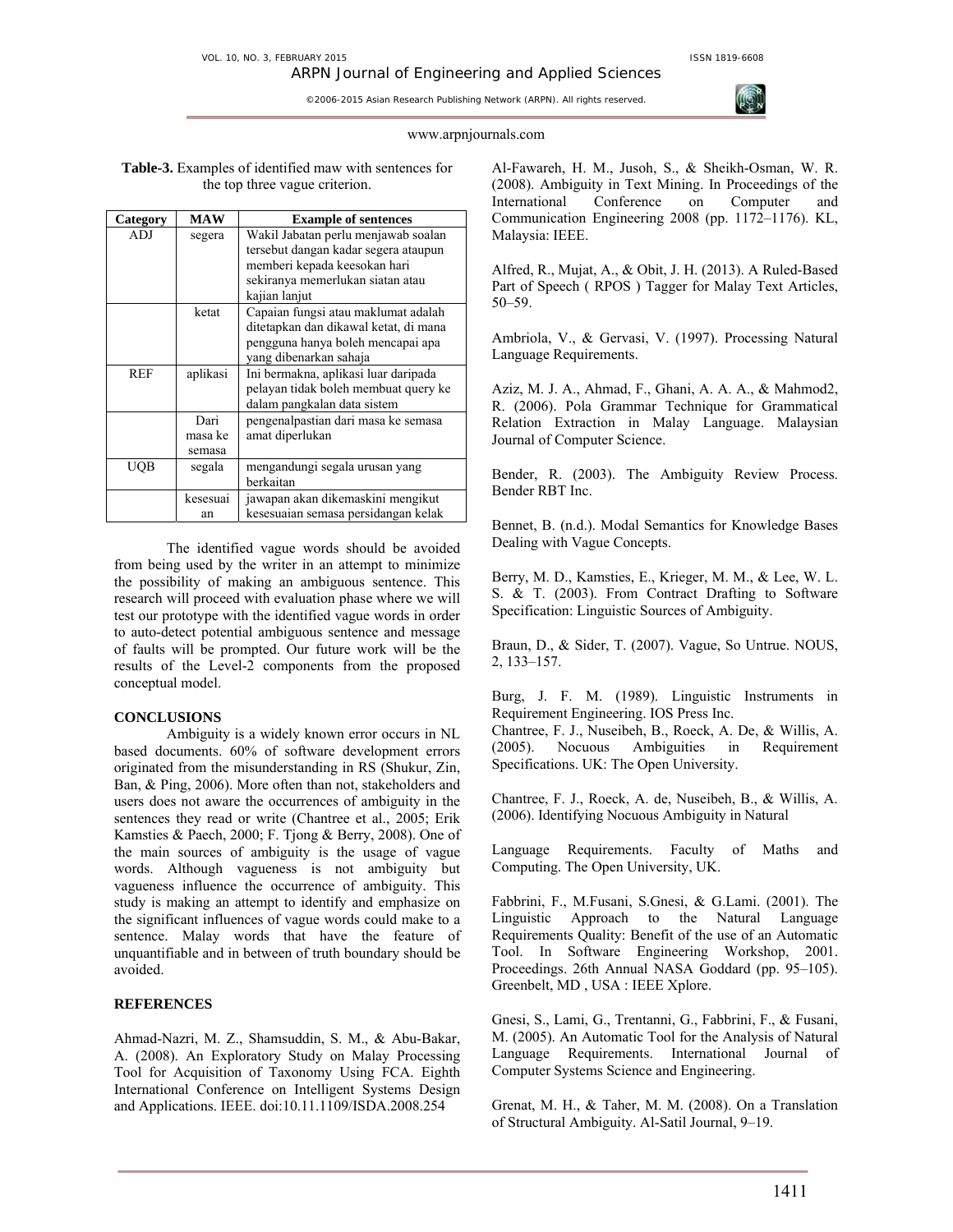**Table-3.** Examples of identified maw with sentences for the top three vague criterion.

| Category | MAW | Example of sentences |
| --- | --- | --- |
| ADJ | segera | Wakil Jabatan perlu menjawab soalan tersebut dangan kadar segera ataupun memberi kepada keesokan hari sekiranya memerlukan siatan atau kajian lanjut |
| | ketat | Capaian fungsi atau maklumat adalah ditetapkan dan dikawal ketat, di mana pengguna hanya boleh mencapai apa yang dibenarkan sahaja |
| REF | aplikasi | Ini bermakna, aplikasi luar daripada pelayan tidak boleh membuat query ke dalam pangkalan data sistem |
| | Dari masa ke semasa | pengenalpastian dari masa ke semasa amat diperlukan |
| UQB | segala | mengandungi segala urusan yang berkaitan |
| | kesesuaian | jawapan akan dikemaskini mengikut kesesuaian semasa persidangan kelak |

The identified vague words should be avoided from being used by the writer in an attempt to minimize the possibility of making an ambiguous sentence. This research will proceed with evaluation phase where we will test our prototype with the identified vague words in order to auto-detect potential ambiguous sentence and message of faults will be prompted. Our future work will be the results of the Level-2 components from the proposed conceptual model.

## CONCLUSIONS

Ambiguity is a widely known error occurs in NL based documents. 60% of software development errors originated from the misunderstanding in RS (Shukur, Zin, Ban, & Ping, 2006). More often than not, stakeholders and users does not aware the occurrences of ambiguity in the sentences they read or write (Chantree et al., 2005; Erik Kamsties & Paech, 2000; F. Tjong & Berry, 2008). One of the main sources of ambiguity is the usage of vague words. Although vagueness is not ambiguity but vagueness influence the occurrence of ambiguity. This study is making an attempt to identify and emphasize on the significant influences of vague words could make to a sentence. Malay words that have the feature of unquantifiable and in between of truth boundary should be avoided.

## REFERENCES

Ahmad-Nazri, M. Z., Shamsuddin, S. M., & Abu-Bakar, A. (2008). An Exploratory Study on Malay Processing Tool for Acquisition of Taxonomy Using FCA. Eighth International Conference on Intelligent Systems Design and Applications. IEEE. doi:10.11.1109/ISDA.2008.254

Al-Fawareh, H. M., Jusoh, S., & Sheikh-Osman, W. R. (2008). Ambiguity in Text Mining. In Proceedings of the International Conference on Computer and Communication Engineering 2008 (pp. 1172–1176). KL, Malaysia: IEEE.

Alfred, R., Mujat, A., & Obit, J. H. (2013). A Ruled-Based Part of Speech ( RPOS ) Tagger for Malay Text Articles, 50–59.

Ambriola, V., & Gervasi, V. (1997). Processing Natural Language Requirements.

Aziz, M. J. A., Ahmad, F., Ghani, A. A. A., & Mahmod2, R. (2006). Pola Grammar Technique for Grammatical Relation Extraction in Malay Language. Malaysian Journal of Computer Science.

Bender, R. (2003). The Ambiguity Review Process. Bender RBT Inc.

Bennet, B. (n.d.). Modal Semantics for Knowledge Bases Dealing with Vague Concepts.

Berry, M. D., Kamsties, E., Krieger, M. M., & Lee, W. L. S. & T. (2003). From Contract Drafting to Software Specification: Linguistic Sources of Ambiguity.

Braun, D., & Sider, T. (2007). Vague, So Untrue. NOUS, 2, 133–157.

Burg, J. F. M. (1989). Linguistic Instruments in Requirement Engineering. IOS Press Inc.

Chantree, F. J., Nuseibeh, B., Roeck, A. De, & Willis, A. (2005). Nocuous Ambiguities in Requirement Specifications. UK: The Open University.

Chantree, F. J., Roeck, A. de, Nuseibeh, B., & Willis, A. (2006). Identifying Nocuous Ambiguity in Natural

Language Requirements. Faculty of Maths and Computing. The Open University, UK.

Fabbrini, F., M.Fusani, S.Gnesi, & G.Lami. (2001). The Linguistic Approach to the Natural Language Requirements Quality: Benefit of the use of an Automatic Tool. In Software Engineering Workshop, 2001. Proceedings. 26th Annual NASA Goddard (pp. 95–105). Greenbelt, MD , USA : IEEE Xplore.

Gnesi, S., Lami, G., Trentanni, G., Fabbrini, F., & Fusani, M. (2005). An Automatic Tool for the Analysis of Natural Language Requirements. International Journal of Computer Systems Science and Engineering.

Grenat, M. H., & Taher, M. M. (2008). On a Translation of Structural Ambiguity. Al-Satil Journal, 9–19.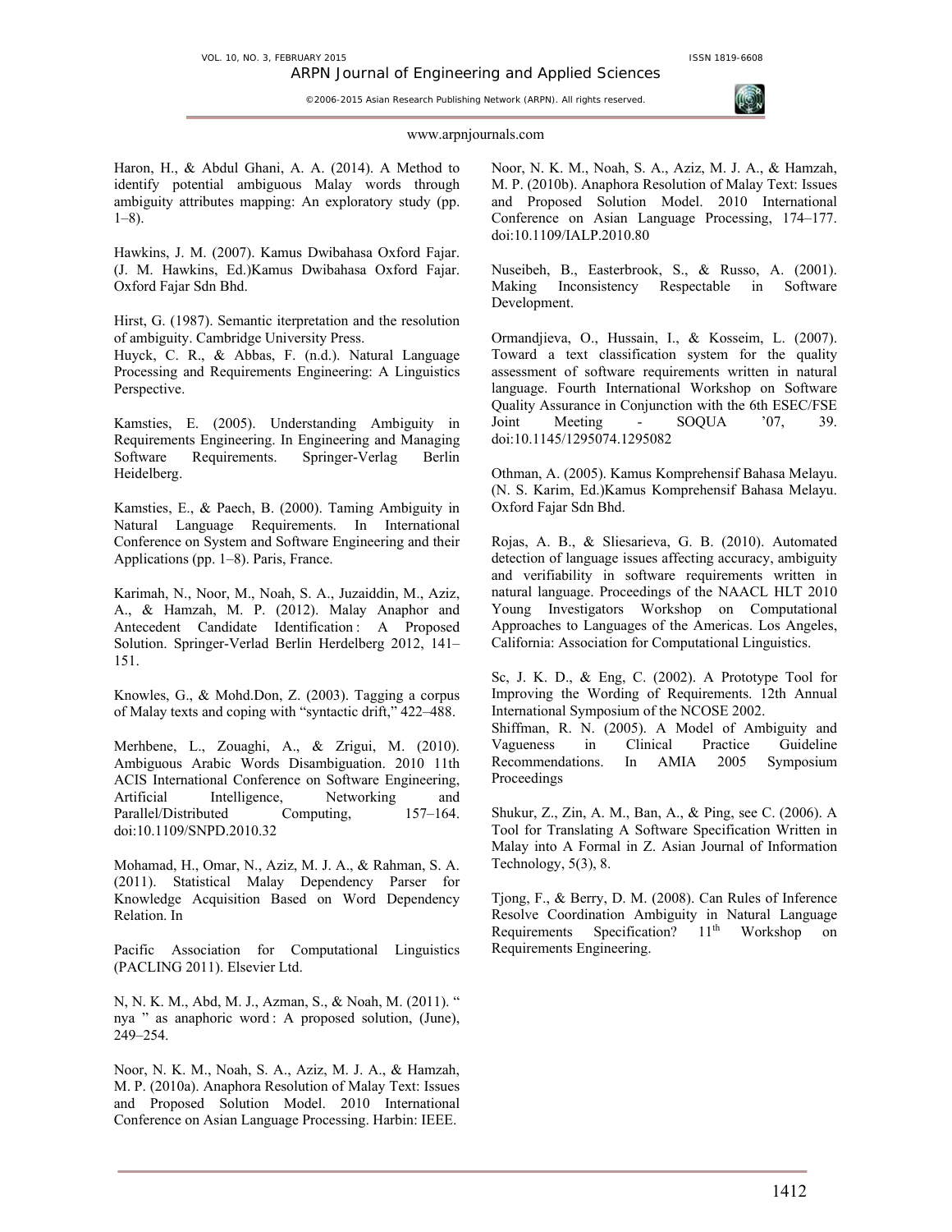Haron, H., & Abdul Ghani, A. A. (2014). A Method to identify potential ambiguous Malay words through ambiguity attributes mapping: An exploratory study (pp. 1–8).

Hawkins, J. M. (2007). Kamus Dwibahasa Oxford Fajar. (J. M. Hawkins, Ed.)Kamus Dwibahasa Oxford Fajar. Oxford Fajar Sdn Bhd.

Hirst, G. (1987). Semantic iterpretation and the resolution of ambiguity. Cambridge University Press.

Huyck, C. R., & Abbas, F. (n.d.). Natural Language Processing and Requirements Engineering: A Linguistics Perspective.

Kamsties, E. (2005). Understanding Ambiguity in Requirements Engineering. In Engineering and Managing Software Requirements. Springer-Verlag Berlin Heidelberg.

Kamsties, E., & Paech, B. (2000). Taming Ambiguity in Natural Language Requirements. In International Conference on System and Software Engineering and their Applications (pp. 1–8). Paris, France.

Karimah, N., Noor, M., Noah, S. A., Juzaiddin, M., Aziz, A., & Hamzah, M. P. (2012). Malay Anaphor and Antecedent Candidate Identification : A Proposed Solution. Springer-Verlad Berlin Herdelberg 2012, 141–151.

Knowles, G., & Mohd.Don, Z. (2003). Tagging a corpus of Malay texts and coping with "syntactic drift," 422–488.

Merhbene, L., Zouaghi, A., & Zrigui, M. (2010). Ambiguous Arabic Words Disambiguation. 2010 11th ACIS International Conference on Software Engineering, Artificial Intelligence, Networking and Parallel/Distributed Computing, 157–164. doi:10.1109/SNPD.2010.32

Mohamad, H., Omar, N., Aziz, M. J. A., & Rahman, S. A. (2011). Statistical Malay Dependency Parser for Knowledge Acquisition Based on Word Dependency Relation. In

Pacific Association for Computational Linguistics (PACLING 2011). Elsevier Ltd.

N, N. K. M., Abd, M. J., Azman, S., & Noah, M. (2011). " nya " as anaphoric word : A proposed solution, (June), 249–254.

Noor, N. K. M., Noah, S. A., Aziz, M. J. A., & Hamzah, M. P. (2010a). Anaphora Resolution of Malay Text: Issues and Proposed Solution Model. 2010 International Conference on Asian Language Processing. Harbin: IEEE.

Noor, N. K. M., Noah, S. A., Aziz, M. J. A., & Hamzah, M. P. (2010b). Anaphora Resolution of Malay Text: Issues and Proposed Solution Model. 2010 International Conference on Asian Language Processing, 174–177. doi:10.1109/IALP.2010.80

Nuseibeh, B., Easterbrook, S., & Russo, A. (2001). Making Inconsistency Respectable in Software Development.

Ormandjieva, O., Hussain, I., & Kosseim, L. (2007). Toward a text classification system for the quality assessment of software requirements written in natural language. Fourth International Workshop on Software Quality Assurance in Conjunction with the 6th ESEC/FSE Joint Meeting - SOQUA '07, 39. doi:10.1145/1295074.1295082

Othman, A. (2005). Kamus Komprehensif Bahasa Melayu. (N. S. Karim, Ed.)Kamus Komprehensif Bahasa Melayu. Oxford Fajar Sdn Bhd.

Rojas, A. B., & Sliesarieva, G. B. (2010). Automated detection of language issues affecting accuracy, ambiguity and verifiability in software requirements written in natural language. Proceedings of the NAACL HLT 2010 Young Investigators Workshop on Computational Approaches to Languages of the Americas. Los Angeles, California: Association for Computational Linguistics.

Sc, J. K. D., & Eng, C. (2002). A Prototype Tool for Improving the Wording of Requirements. 12th Annual International Symposium of the NCOSE 2002.

Shiffman, R. N. (2005). A Model of Ambiguity and Vagueness in Clinical Practice Guideline Recommendations. In AMIA 2005 Symposium Proceedings

Shukur, Z., Zin, A. M., Ban, A., & Ping, see C. (2006). A Tool for Translating A Software Specification Written in Malay into A Formal in Z. Asian Journal of Information Technology, 5(3), 8.

Tjong, F., & Berry, D. M. (2008). Can Rules of Inference Resolve Coordination Ambiguity in Natural Language Requirements Specification? 11th Workshop on Requirements Engineering.